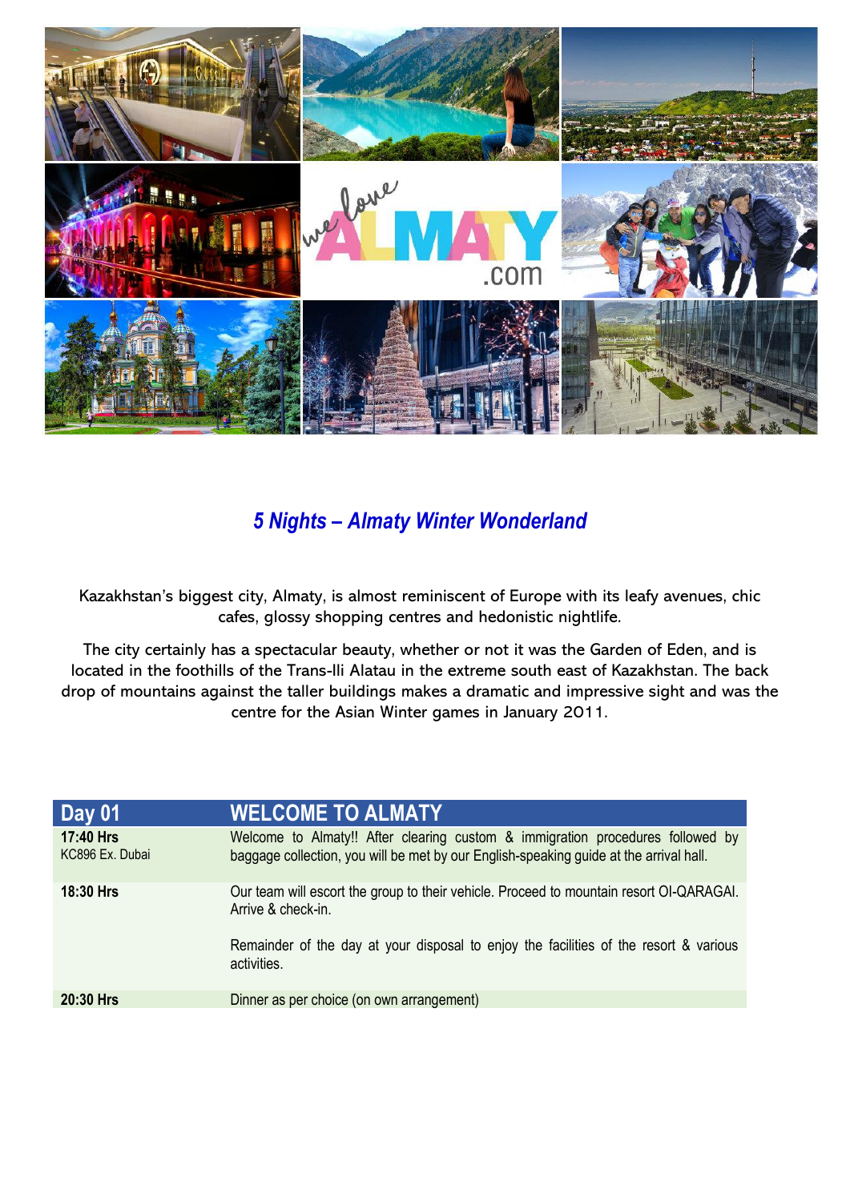## *5 Nights – Almaty Winter Wonderland*

Kazakhstan's biggest city, Almaty, is almost reminiscent of Europe with its leafy avenues, chic cafes, glossy shopping centres and hedonistic nightlife.

The city certainly has a spectacular beauty, whether or not it was the Garden of Eden, and is located in the foothills of the Trans-Ili Alatau in the extreme south east of Kazakhstan. The back drop of mountains against the taller buildings makes a dramatic and impressive sight and was the centre for the Asian Winter games in January 2011.

| Day 01 | WELCOME TO ALMATY |
|---|---|
| **17:40 Hrs** KC896 Ex. Dubai | Welcome to Almaty!! After clearing custom & immigration procedures followed by baggage collection, you will be met by our English-speaking guide at the arrival hall. |
| **18:30 Hrs** | Our team will escort the group to their vehicle. Proceed to mountain resort OI-QARAGAI. Arrive & check-in. Remainder of the day at your disposal to enjoy the facilities of the resort & various activities. |
| **20:30 Hrs** | Dinner as per choice (on own arrangement) |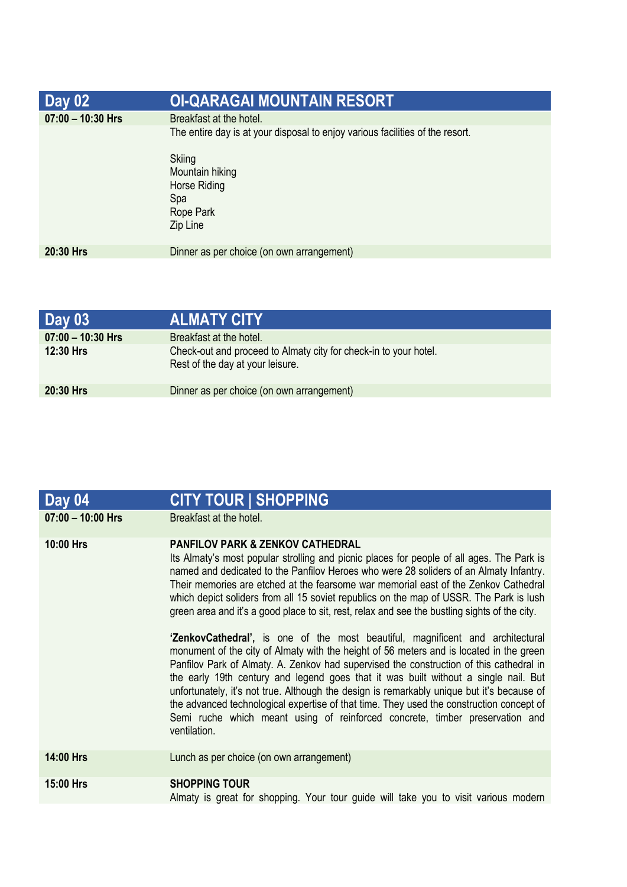| Day 02 | OI-QARAGAI MOUNTAIN RESORT |
| --- | --- |
| **07:00 – 10:30 Hrs** | Breakfast at the hotel.<br>The entire day is at your disposal to enjoy various facilities of the resort.<br><br>Skiing<br>Mountain hiking<br>Horse Riding<br>Spa<br>Rope Park<br>Zip Line |
| **20:30 Hrs** | Dinner as per choice (on own arrangement) |

| Day 03 | ALMATY CITY |
| --- | --- |
| **07:00 – 10:30 Hrs** | Breakfast at the hotel. |
| **12:30 Hrs** | Check-out and proceed to Almaty city for check-in to your hotel.<br>Rest of the day at your leisure. |
| **20:30 Hrs** | Dinner as per choice (on own arrangement) |

| Day 04 | CITY TOUR \| SHOPPING |
| --- | --- |
| **07:00 – 10:00 Hrs** | Breakfast at the hotel. |
| **10:00 Hrs** | **PANFILOV PARK & ZENKOV CATHEDRAL**<br>Its Almaty's most popular strolling and picnic places for people of all ages. The Park is named and dedicated to the Panfilov Heroes who were 28 soliders of an Almaty Infantry. Their memories are etched at the fearsome war memorial east of the Zenkov Cathedral which depict soliders from all 15 soviet republics on the map of USSR. The Park is lush green area and it's a good place to sit, rest, relax and see the bustling sights of the city.<br><br>**'ZenkovCathedral',** is one of the most beautiful, magnificent and architectural monument of the city of Almaty with the height of 56 meters and is located in the green Panfilov Park of Almaty. A. Zenkov had supervised the construction of this cathedral in the early 19th century and legend goes that it was built without a single nail. But unfortunately, it's not true. Although the design is remarkably unique but it's because of the advanced technological expertise of that time. They used the construction concept of Semi ruche which meant using of reinforced concrete, timber preservation and ventilation. |
| **14:00 Hrs** | Lunch as per choice (on own arrangement) |
| **15:00 Hrs** | **SHOPPING TOUR**<br>Almaty is great for shopping. Your tour guide will take you to visit various modern |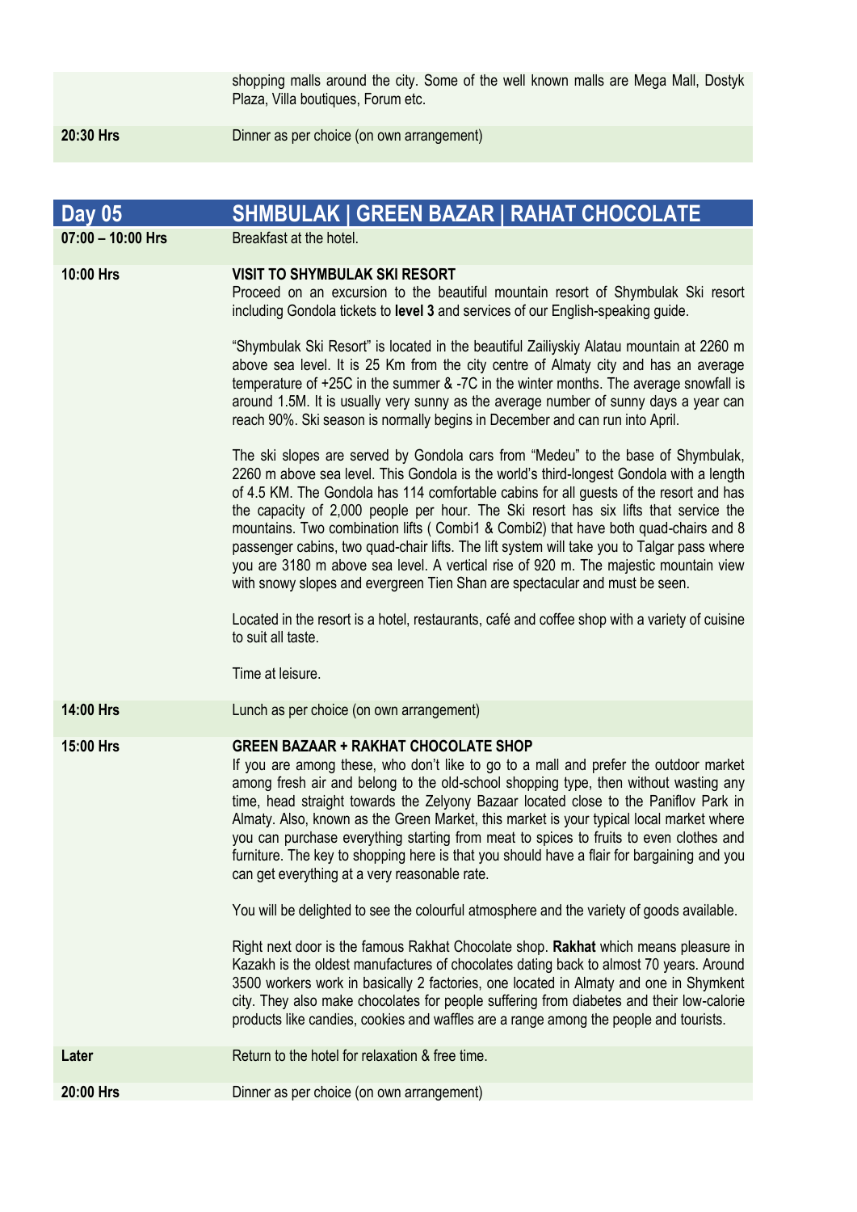| | |
|---|---|
| | shopping malls around the city. Some of the well known malls are Mega Mall, Dostyk Plaza, Villa boutiques, Forum etc. |
| **20:30 Hrs** | Dinner as per choice (on own arrangement) |

| **Day 05** | **SHMBULAK \| GREEN BAZAR \| RAHAT CHOCOLATE** |
|---|---|
| **07:00 – 10:00 Hrs** | Breakfast at the hotel. |
| **10:00 Hrs** | **VISIT TO SHYMBULAK SKI RESORT**<br>Proceed on an excursion to the beautiful mountain resort of Shymbulak Ski resort including Gondola tickets to **level 3** and services of our English-speaking guide.<br><br>“Shymbulak Ski Resort” is located in the beautiful Zailiyskiy Alatau mountain at 2260 m above sea level. It is 25 Km from the city centre of Almaty city and has an average temperature of +25C in the summer & -7C in the winter months. The average snowfall is around 1.5M. It is usually very sunny as the average number of sunny days a year can reach 90%. Ski season is normally begins in December and can run into April.<br><br>The ski slopes are served by Gondola cars from “Medeu” to the base of Shymbulak, 2260 m above sea level. This Gondola is the world’s third-longest Gondola with a length of 4.5 KM. The Gondola has 114 comfortable cabins for all guests of the resort and has the capacity of 2,000 people per hour. The Ski resort has six lifts that service the mountains. Two combination lifts ( Combi1 & Combi2) that have both quad-chairs and 8 passenger cabins, two quad-chair lifts. The lift system will take you to Talgar pass where you are 3180 m above sea level. A vertical rise of 920 m. The majestic mountain view with snowy slopes and evergreen Tien Shan are spectacular and must be seen.<br><br>Located in the resort is a hotel, restaurants, café and coffee shop with a variety of cuisine to suit all taste.<br><br>Time at leisure. |
| **14:00 Hrs** | Lunch as per choice (on own arrangement) |
| **15:00 Hrs** | **GREEN BAZAAR + RAKHAT CHOCOLATE SHOP**<br>If you are among these, who don’t like to go to a mall and prefer the outdoor market among fresh air and belong to the old-school shopping type, then without wasting any time, head straight towards the Zelyony Bazaar located close to the Paniflov Park in Almaty. Also, known as the Green Market, this market is your typical local market where you can purchase everything starting from meat to spices to fruits to even clothes and furniture. The key to shopping here is that you should have a flair for bargaining and you can get everything at a very reasonable rate.<br><br>You will be delighted to see the colourful atmosphere and the variety of goods available.<br><br>Right next door is the famous Rakhat Chocolate shop. **Rakhat** which means pleasure in Kazakh is the oldest manufactures of chocolates dating back to almost 70 years. Around 3500 workers work in basically 2 factories, one located in Almaty and one in Shymkent city. They also make chocolates for people suffering from diabetes and their low-calorie products like candies, cookies and waffles are a range among the people and tourists. |
| **Later** | Return to the hotel for relaxation & free time. |
| **20:00 Hrs** | Dinner as per choice (on own arrangement) |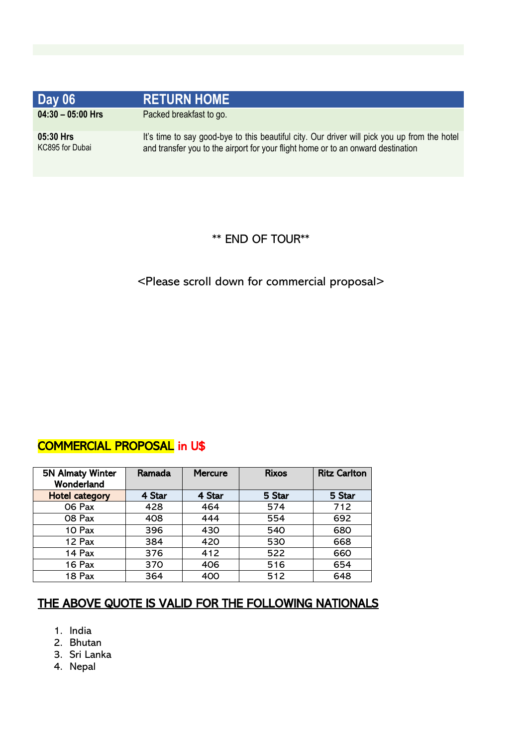| Day 06 | RETURN HOME |
|---|---|
| **04:30 – 05:00 Hrs** | Packed breakfast to go. |
| **05:30 Hrs** KC895 for Dubai | It's time to say good-bye to this beautiful city. Our driver will pick you up from the hotel and transfer you to the airport for your flight home or to an onward destination |

** END OF TOUR**

<Please scroll down for commercial proposal>

## COMMERCIAL PROPOSAL in U$

| 5N Almaty Winter Wonderland | Ramada | Mercure | Rixos | Ritz Carlton |
|---|---|---|---|---|
| Hotel category | 4 Star | 4 Star | 5 Star | 5 Star |
| 06 Pax | 428 | 464 | 574 | 712 |
| 08 Pax | 408 | 444 | 554 | 692 |
| 10 Pax | 396 | 430 | 540 | 680 |
| 12 Pax | 384 | 420 | 530 | 668 |
| 14 Pax | 376 | 412 | 522 | 660 |
| 16 Pax | 370 | 406 | 516 | 654 |
| 18 Pax | 364 | 400 | 512 | 648 |

## THE ABOVE QUOTE IS VALID FOR THE FOLLOWING NATIONALS

1. India
2. Bhutan
3. Sri Lanka
4. Nepal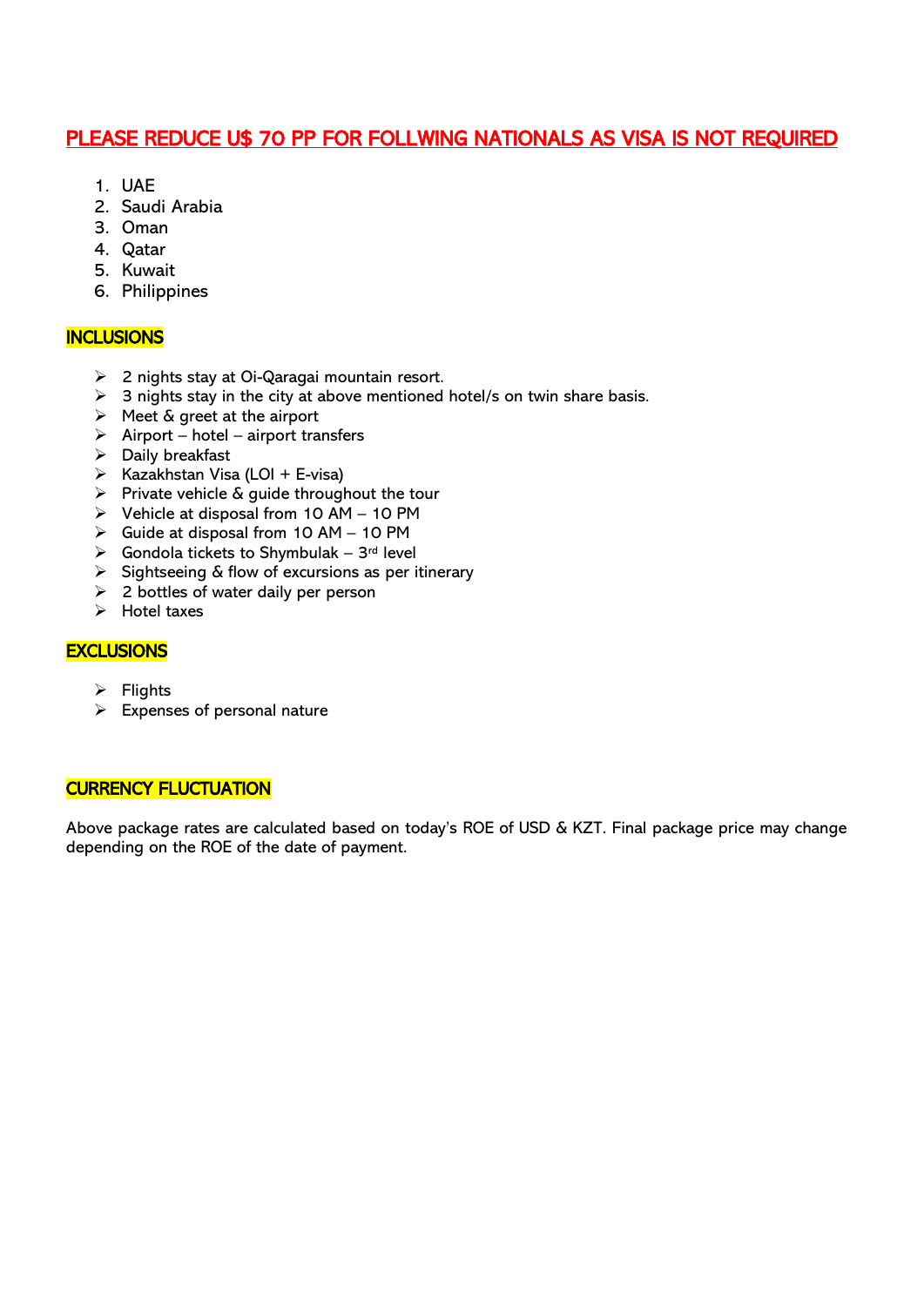## PLEASE REDUCE U$ 70 PP FOR FOLLWING NATIONALS AS VISA IS NOT REQUIRED

1. UAE
2. Saudi Arabia
3. Oman
4. Qatar
5. Kuwait
6. Philippines

## INCLUSIONS

- 2 nights stay at Oi-Qaragai mountain resort.
- 3 nights stay in the city at above mentioned hotel/s on twin share basis.
- Meet & greet at the airport
- Airport – hotel – airport transfers
- Daily breakfast
- Kazakhstan Visa (LOI + E-visa)
- Private vehicle & guide throughout the tour
- Vehicle at disposal from 10 AM – 10 PM
- Guide at disposal from 10 AM – 10 PM
- Gondola tickets to Shymbulak – 3rd level
- Sightseeing & flow of excursions as per itinerary
- 2 bottles of water daily per person
- Hotel taxes

## EXCLUSIONS

- Flights
- Expenses of personal nature

## CURRENCY FLUCTUATION

Above package rates are calculated based on today's ROE of USD & KZT. Final package price may change depending on the ROE of the date of payment.